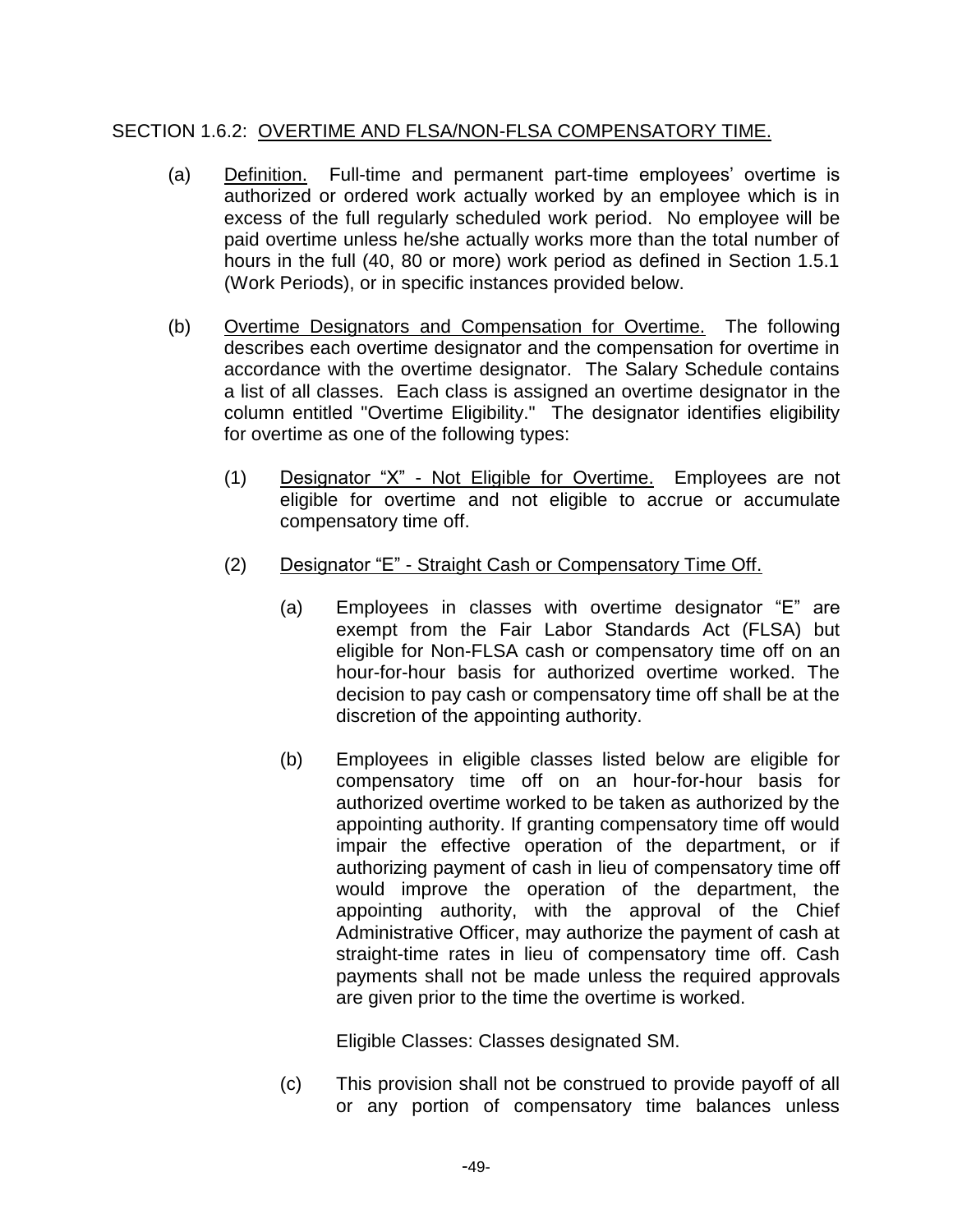SECTION 1.6.2: <u>OVERTIME AND FLSA/NON-FLSA COMPENSATORY TIME.</u>

(a) <u>Definition.</u> Full-time and permanent part-time employees' overtime is authorized or ordered work actually worked by an employee which is in excess of the full regularly scheduled work period. No employee will be paid overtime unless he/she actually works more than the total number of hours in the full (40, 80 or more) work period as defined in Section 1.5.1 (Work Periods), or in specific instances provided below.

(b) <u>Overtime Designators and Compensation for Overtime.</u> The following describes each overtime designator and the compensation for overtime in accordance with the overtime designator. The Salary Schedule contains a list of all classes. Each class is assigned an overtime designator in the column entitled "Overtime Eligibility." The designator identifies eligibility for overtime as one of the following types:

(1) <u>Designator "X" - Not Eligible for Overtime.</u> Employees are not eligible for overtime and not eligible to accrue or accumulate compensatory time off.

(2) <u>Designator "E" - Straight Cash or Compensatory Time Off.</u>

(a) Employees in classes with overtime designator "E" are exempt from the Fair Labor Standards Act (FLSA) but eligible for Non-FLSA cash or compensatory time off on an hour-for-hour basis for authorized overtime worked. The decision to pay cash or compensatory time off shall be at the discretion of the appointing authority.

(b) Employees in eligible classes listed below are eligible for compensatory time off on an hour-for-hour basis for authorized overtime worked to be taken as authorized by the appointing authority. If granting compensatory time off would impair the effective operation of the department, or if authorizing payment of cash in lieu of compensatory time off would improve the operation of the department, the appointing authority, with the approval of the Chief Administrative Officer, may authorize the payment of cash at straight-time rates in lieu of compensatory time off. Cash payments shall not be made unless the required approvals are given prior to the time the overtime is worked.

Eligible Classes: Classes designated SM.

(c) This provision shall not be construed to provide payoff of all or any portion of compensatory time balances unless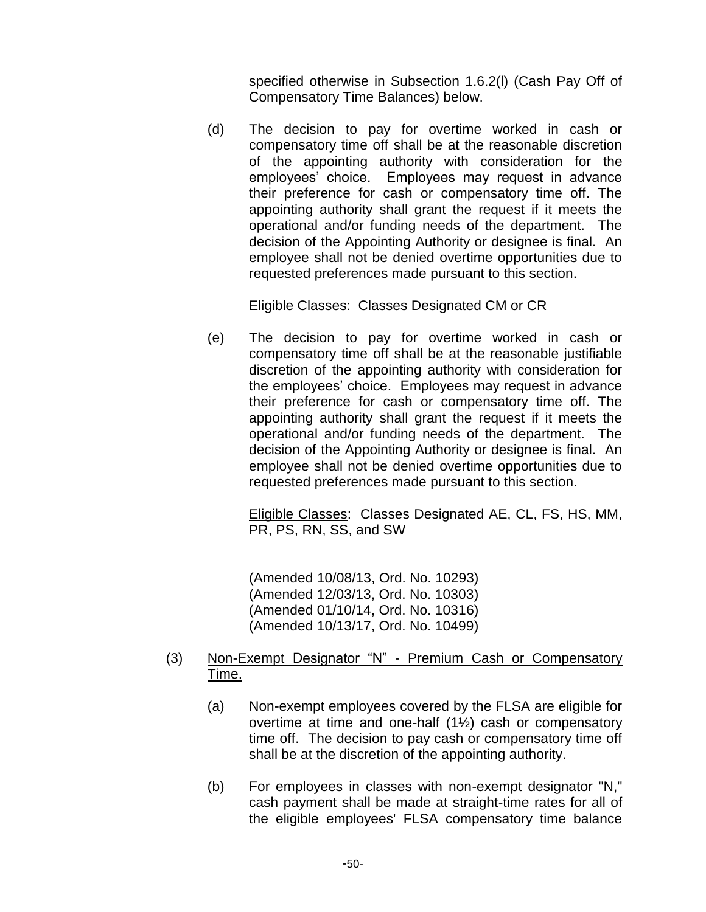specified otherwise in Subsection 1.6.2(l) (Cash Pay Off of Compensatory Time Balances) below.

(d) The decision to pay for overtime worked in cash or compensatory time off shall be at the reasonable discretion of the appointing authority with consideration for the employees' choice. Employees may request in advance their preference for cash or compensatory time off. The appointing authority shall grant the request if it meets the operational and/or funding needs of the department. The decision of the Appointing Authority or designee is final. An employee shall not be denied overtime opportunities due to requested preferences made pursuant to this section.

Eligible Classes: Classes Designated CM or CR

(e) The decision to pay for overtime worked in cash or compensatory time off shall be at the reasonable justifiable discretion of the appointing authority with consideration for the employees' choice. Employees may request in advance their preference for cash or compensatory time off. The appointing authority shall grant the request if it meets the operational and/or funding needs of the department. The decision of the Appointing Authority or designee is final. An employee shall not be denied overtime opportunities due to requested preferences made pursuant to this section.

Eligible Classes: Classes Designated AE, CL, FS, HS, MM, PR, PS, RN, SS, and SW

(Amended 10/08/13, Ord. No. 10293)
(Amended 12/03/13, Ord. No. 10303)
(Amended 01/10/14, Ord. No. 10316)
(Amended 10/13/17, Ord. No. 10499)

(3) Non-Exempt Designator "N" - Premium Cash or Compensatory Time.

(a) Non-exempt employees covered by the FLSA are eligible for overtime at time and one-half (1½) cash or compensatory time off. The decision to pay cash or compensatory time off shall be at the discretion of the appointing authority.

(b) For employees in classes with non-exempt designator "N," cash payment shall be made at straight-time rates for all of the eligible employees' FLSA compensatory time balance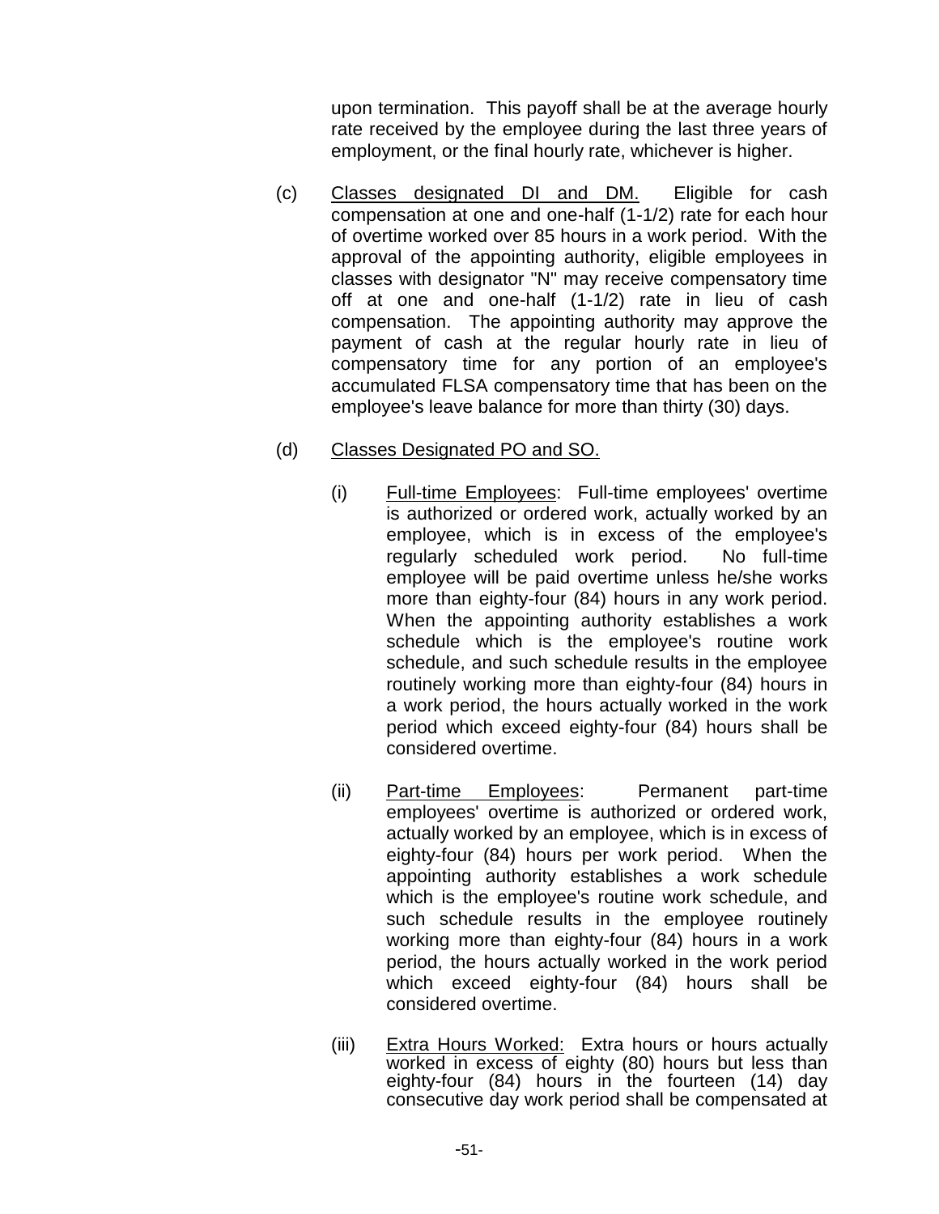upon termination. This payoff shall be at the average hourly rate received by the employee during the last three years of employment, or the final hourly rate, whichever is higher.

(c) Classes designated DI and DM. Eligible for cash compensation at one and one-half (1-1/2) rate for each hour of overtime worked over 85 hours in a work period. With the approval of the appointing authority, eligible employees in classes with designator "N" may receive compensatory time off at one and one-half (1-1/2) rate in lieu of cash compensation. The appointing authority may approve the payment of cash at the regular hourly rate in lieu of compensatory time for any portion of an employee's accumulated FLSA compensatory time that has been on the employee's leave balance for more than thirty (30) days.

(d) Classes Designated PO and SO.

(i) Full-time Employees: Full-time employees' overtime is authorized or ordered work, actually worked by an employee, which is in excess of the employee's regularly scheduled work period. No full-time employee will be paid overtime unless he/she works more than eighty-four (84) hours in any work period. When the appointing authority establishes a work schedule which is the employee's routine work schedule, and such schedule results in the employee routinely working more than eighty-four (84) hours in a work period, the hours actually worked in the work period which exceed eighty-four (84) hours shall be considered overtime.

(ii) Part-time Employees: Permanent part-time employees' overtime is authorized or ordered work, actually worked by an employee, which is in excess of eighty-four (84) hours per work period. When the appointing authority establishes a work schedule which is the employee's routine work schedule, and such schedule results in the employee routinely working more than eighty-four (84) hours in a work period, the hours actually worked in the work period which exceed eighty-four (84) hours shall be considered overtime.

(iii) Extra Hours Worked: Extra hours or hours actually worked in excess of eighty (80) hours but less than eighty-four (84) hours in the fourteen (14) day consecutive day work period shall be compensated at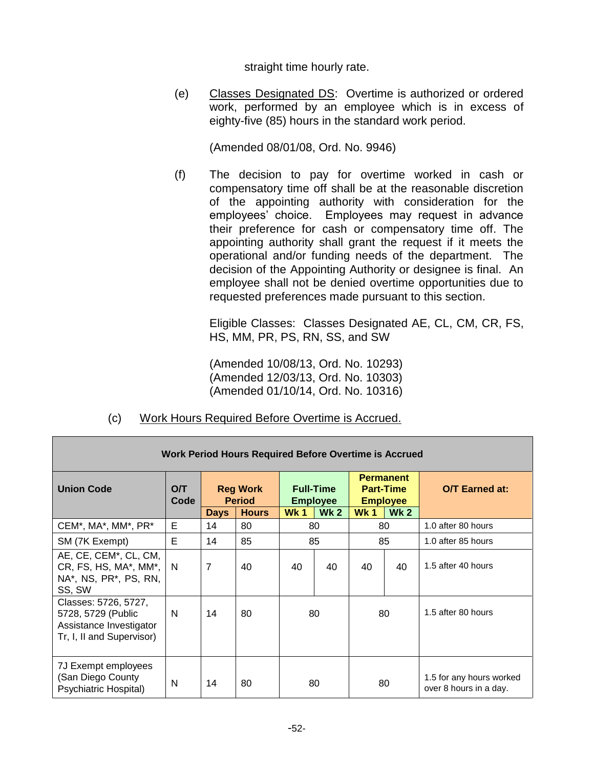straight time hourly rate.

(e) Classes Designated DS: Overtime is authorized or ordered work, performed by an employee which is in excess of eighty-five (85) hours in the standard work period.

(Amended 08/01/08, Ord. No. 9946)

(f) The decision to pay for overtime worked in cash or compensatory time off shall be at the reasonable discretion of the appointing authority with consideration for the employees' choice. Employees may request in advance their preference for cash or compensatory time off. The appointing authority shall grant the request if it meets the operational and/or funding needs of the department. The decision of the Appointing Authority or designee is final. An employee shall not be denied overtime opportunities due to requested preferences made pursuant to this section.

Eligible Classes: Classes Designated AE, CL, CM, CR, FS, HS, MM, PR, PS, RN, SS, and SW

(Amended 10/08/13, Ord. No. 10293)
(Amended 12/03/13, Ord. No. 10303)
(Amended 01/10/14, Ord. No. 10316)

(c) Work Hours Required Before Overtime is Accrued.

| Work Period Hours Required Before Overtime is Accrued | | | | | | | | |
|---|---|---|---|---|---|---|---|---|
| **Union Code** | **O/T Code** | **Reg Work Period** | | **Full-Time Employee** | | **Permanent Part-Time Employee** | | **O/T Earned at:** |
| | | **Days** | **Hours** | **Wk 1** | **Wk 2** | **Wk 1** | **Wk 2** | |
| CEM*, MA*, MM*, PR* | E | 14 | 80 | 80 | | 80 | | 1.0 after 80 hours |
| SM (7K Exempt) | E | 14 | 85 | 85 | | 85 | | 1.0 after 85 hours |
| AE, CE, CEM*, CL, CM, CR, FS, HS, MA*, MM*, NA*, NS, PR*, PS, RN, SS, SW | N | 7 | 40 | 40 | 40 | 40 | 40 | 1.5 after 40 hours |
| Classes: 5726, 5727, 5728, 5729 (Public Assistance Investigator Tr, I, II and Supervisor) | N | 14 | 80 | 80 | | 80 | | 1.5 after 80 hours |
| 7J Exempt employees (San Diego County Psychiatric Hospital) | N | 14 | 80 | 80 | | 80 | | 1.5 for any hours worked over 8 hours in a day. |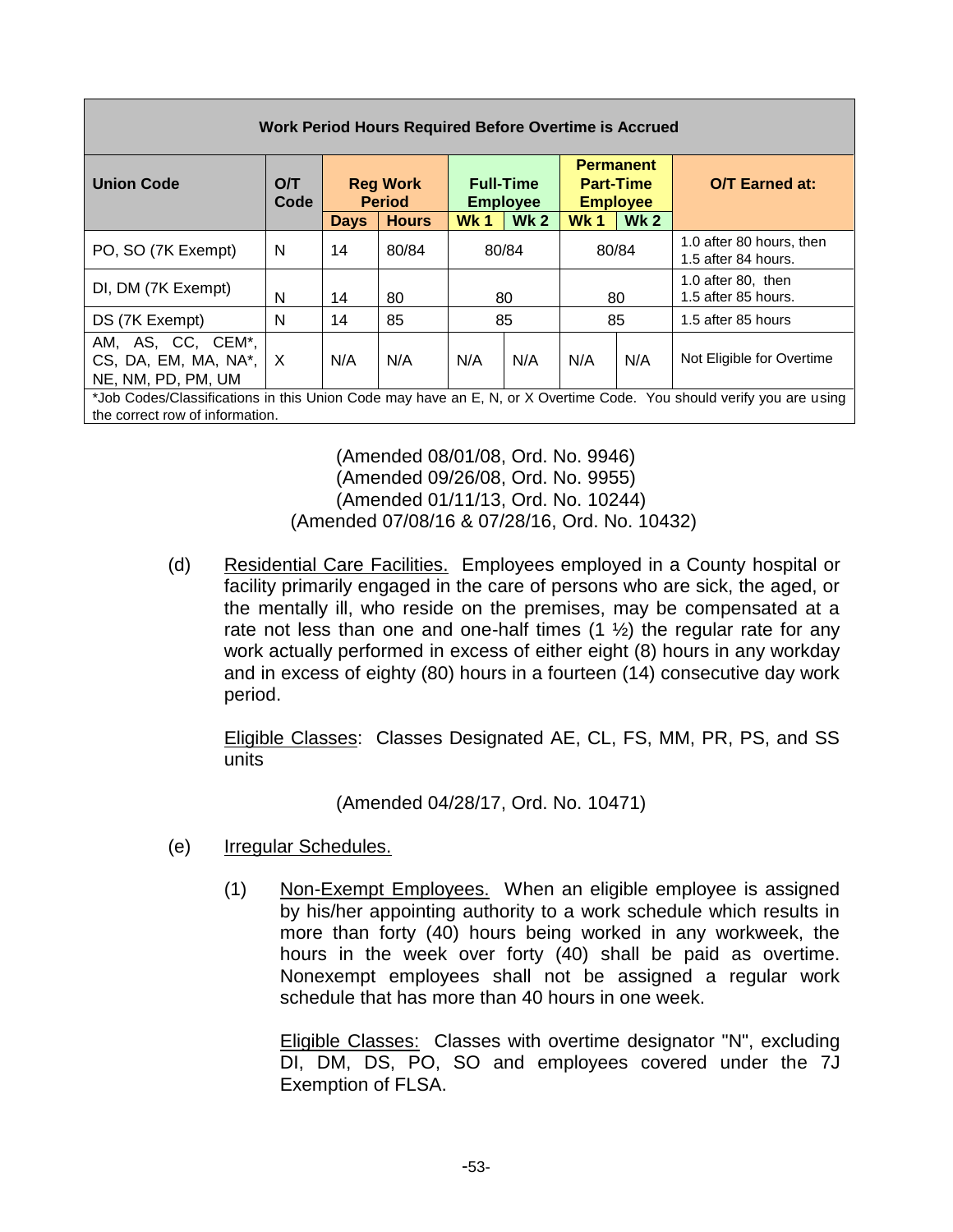| Work Period Hours Required Before Overtime is Accrued | | | | | | | | |
|---|---|---|---|---|---|---|---|---|
| **Union Code** | **O/T Code** | **Reg Work Period** | | **Full-Time Employee** | | **Permanent Part-Time Employee** | | **O/T Earned at:** |
| | | **Days** | **Hours** | **Wk 1** | **Wk 2** | **Wk 1** | **Wk 2** | |
| PO, SO (7K Exempt) | N | 14 | 80/84 | 80/84 | | 80/84 | | 1.0 after 80 hours, then 1.5 after 84 hours. |
| DI, DM (7K Exempt) | N | 14 | 80 | 80 | | 80 | | 1.0 after 80, then 1.5 after 85 hours. |
| DS (7K Exempt) | N | 14 | 85 | 85 | | 85 | | 1.5 after 85 hours |
| AM, AS, CC, CEM*, CS, DA, EM, MA, NA*, NE, NM, PD, PM, UM | X | N/A | N/A | N/A | N/A | N/A | N/A | Not Eligible for Overtime |
| *Job Codes/Classifications in this Union Code may have an E, N, or X Overtime Code. You should verify you are using the correct row of information. | | | | | | | | |

(Amended 08/01/08, Ord. No. 9946)
(Amended 09/26/08, Ord. No. 9955)
(Amended 01/11/13, Ord. No. 10244)
(Amended 07/08/16 & 07/28/16, Ord. No. 10432)

(d) Residential Care Facilities. Employees employed in a County hospital or facility primarily engaged in the care of persons who are sick, the aged, or the mentally ill, who reside on the premises, may be compensated at a rate not less than one and one-half times (1 ½) the regular rate for any work actually performed in excess of either eight (8) hours in any workday and in excess of eighty (80) hours in a fourteen (14) consecutive day work period.

Eligible Classes: Classes Designated AE, CL, FS, MM, PR, PS, and SS units

(Amended 04/28/17, Ord. No. 10471)

(e) Irregular Schedules.

(1) Non-Exempt Employees. When an eligible employee is assigned by his/her appointing authority to a work schedule which results in more than forty (40) hours being worked in any workweek, the hours in the week over forty (40) shall be paid as overtime. Nonexempt employees shall not be assigned a regular work schedule that has more than 40 hours in one week.

Eligible Classes: Classes with overtime designator "N", excluding DI, DM, DS, PO, SO and employees covered under the 7J Exemption of FLSA.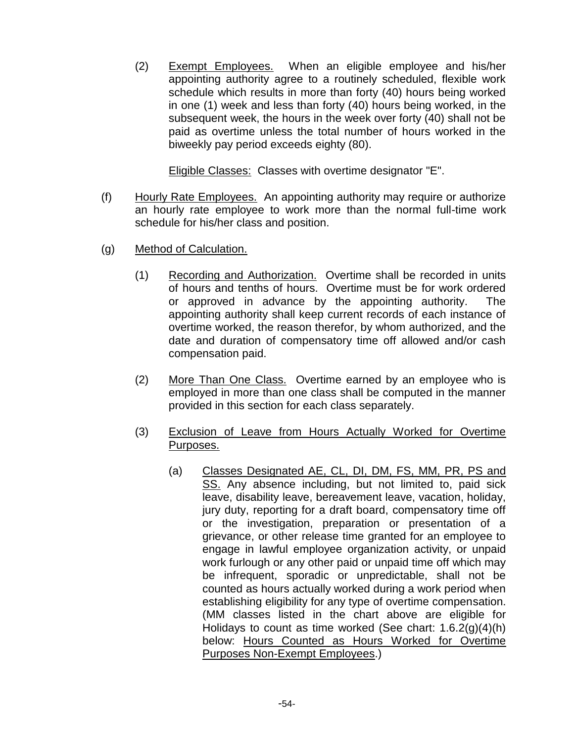(2) Exempt Employees. When an eligible employee and his/her appointing authority agree to a routinely scheduled, flexible work schedule which results in more than forty (40) hours being worked in one (1) week and less than forty (40) hours being worked, in the subsequent week, the hours in the week over forty (40) shall not be paid as overtime unless the total number of hours worked in the biweekly pay period exceeds eighty (80).

Eligible Classes: Classes with overtime designator "E".

(f) Hourly Rate Employees. An appointing authority may require or authorize an hourly rate employee to work more than the normal full-time work schedule for his/her class and position.

(g) Method of Calculation.

(1) Recording and Authorization. Overtime shall be recorded in units of hours and tenths of hours. Overtime must be for work ordered or approved in advance by the appointing authority. The appointing authority shall keep current records of each instance of overtime worked, the reason therefor, by whom authorized, and the date and duration of compensatory time off allowed and/or cash compensation paid.

(2) More Than One Class. Overtime earned by an employee who is employed in more than one class shall be computed in the manner provided in this section for each class separately.

(3) Exclusion of Leave from Hours Actually Worked for Overtime Purposes.

(a) Classes Designated AE, CL, DI, DM, FS, MM, PR, PS and SS. Any absence including, but not limited to, paid sick leave, disability leave, bereavement leave, vacation, holiday, jury duty, reporting for a draft board, compensatory time off or the investigation, preparation or presentation of a grievance, or other release time granted for an employee to engage in lawful employee organization activity, or unpaid work furlough or any other paid or unpaid time off which may be infrequent, sporadic or unpredictable, shall not be counted as hours actually worked during a work period when establishing eligibility for any type of overtime compensation. (MM classes listed in the chart above are eligible for Holidays to count as time worked (See chart: 1.6.2(g)(4)(h) below: Hours Counted as Hours Worked for Overtime Purposes Non-Exempt Employees.)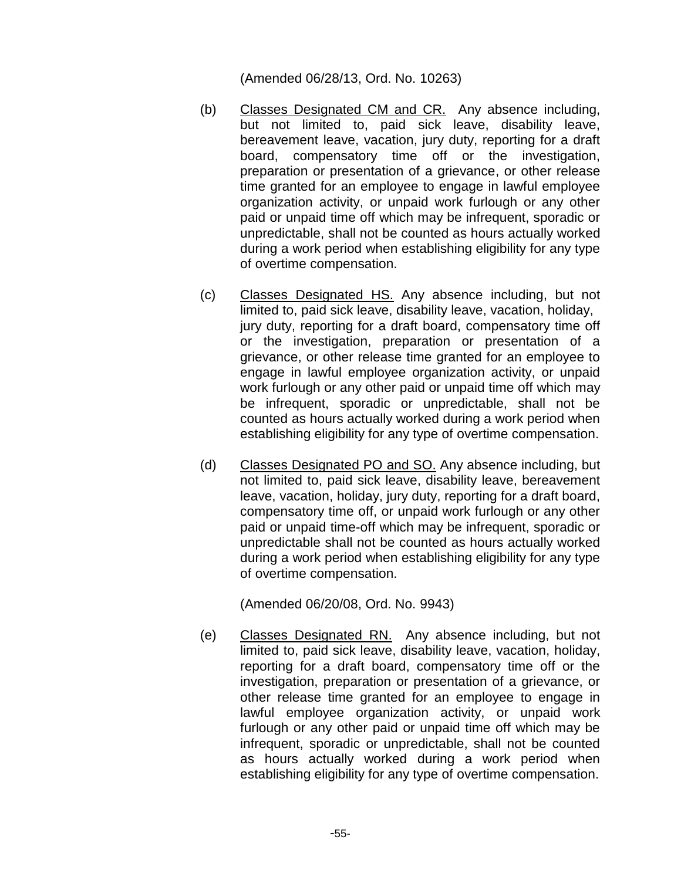(Amended 06/28/13, Ord. No. 10263)

(b) Classes Designated CM and CR. Any absence including, but not limited to, paid sick leave, disability leave, bereavement leave, vacation, jury duty, reporting for a draft board, compensatory time off or the investigation, preparation or presentation of a grievance, or other release time granted for an employee to engage in lawful employee organization activity, or unpaid work furlough or any other paid or unpaid time off which may be infrequent, sporadic or unpredictable, shall not be counted as hours actually worked during a work period when establishing eligibility for any type of overtime compensation.

(c) Classes Designated HS. Any absence including, but not limited to, paid sick leave, disability leave, vacation, holiday, jury duty, reporting for a draft board, compensatory time off or the investigation, preparation or presentation of a grievance, or other release time granted for an employee to engage in lawful employee organization activity, or unpaid work furlough or any other paid or unpaid time off which may be infrequent, sporadic or unpredictable, shall not be counted as hours actually worked during a work period when establishing eligibility for any type of overtime compensation.

(d) Classes Designated PO and SO. Any absence including, but not limited to, paid sick leave, disability leave, bereavement leave, vacation, holiday, jury duty, reporting for a draft board, compensatory time off, or unpaid work furlough or any other paid or unpaid time-off which may be infrequent, sporadic or unpredictable shall not be counted as hours actually worked during a work period when establishing eligibility for any type of overtime compensation.

(Amended 06/20/08, Ord. No. 9943)

(e) Classes Designated RN. Any absence including, but not limited to, paid sick leave, disability leave, vacation, holiday, reporting for a draft board, compensatory time off or the investigation, preparation or presentation of a grievance, or other release time granted for an employee to engage in lawful employee organization activity, or unpaid work furlough or any other paid or unpaid time off which may be infrequent, sporadic or unpredictable, shall not be counted as hours actually worked during a work period when establishing eligibility for any type of overtime compensation.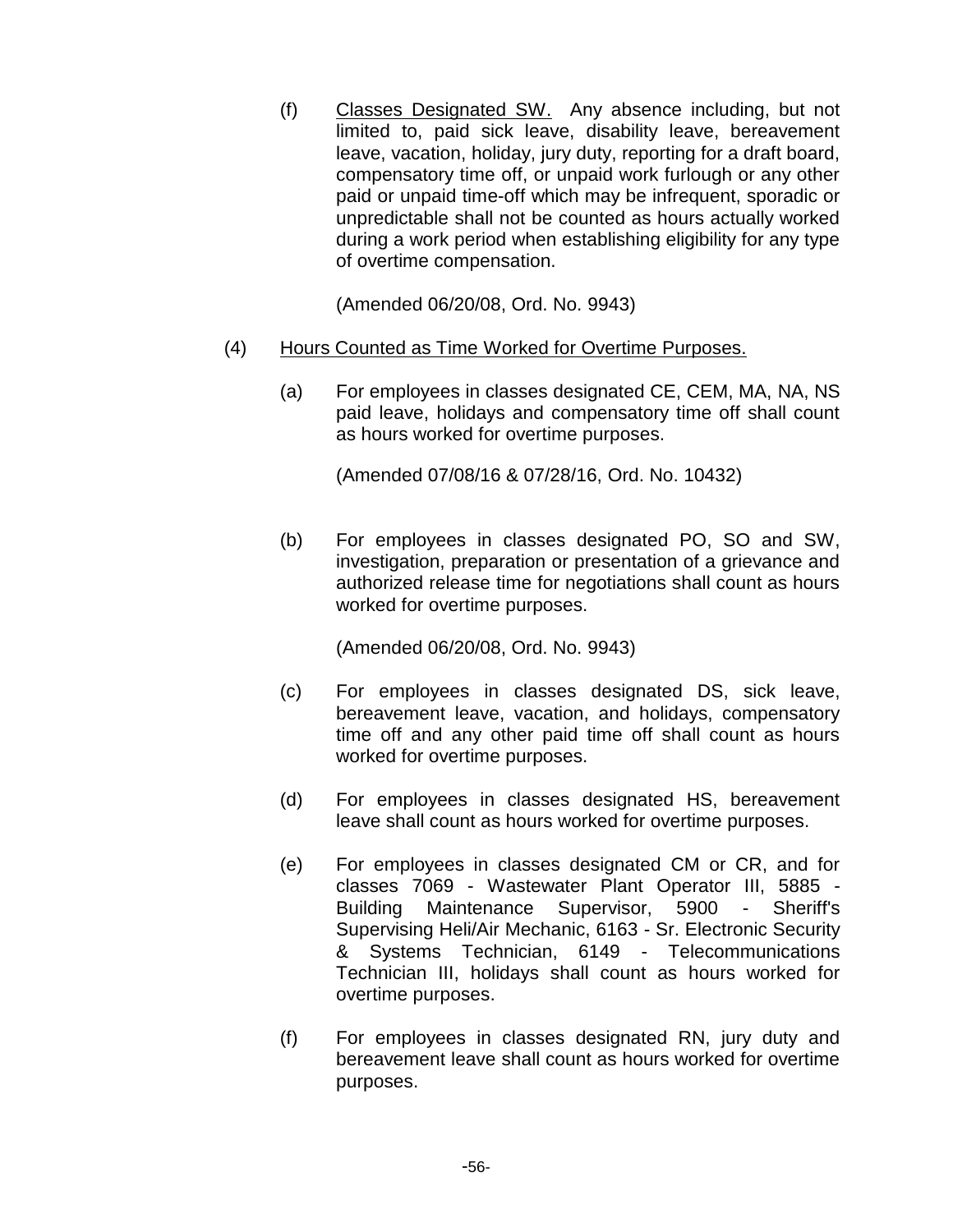(f) Classes Designated SW. Any absence including, but not limited to, paid sick leave, disability leave, bereavement leave, vacation, holiday, jury duty, reporting for a draft board, compensatory time off, or unpaid work furlough or any other paid or unpaid time-off which may be infrequent, sporadic or unpredictable shall not be counted as hours actually worked during a work period when establishing eligibility for any type of overtime compensation.

(Amended 06/20/08, Ord. No. 9943)

(4) Hours Counted as Time Worked for Overtime Purposes.

(a) For employees in classes designated CE, CEM, MA, NA, NS paid leave, holidays and compensatory time off shall count as hours worked for overtime purposes.

(Amended 07/08/16 & 07/28/16, Ord. No. 10432)

(b) For employees in classes designated PO, SO and SW, investigation, preparation or presentation of a grievance and authorized release time for negotiations shall count as hours worked for overtime purposes.

(Amended 06/20/08, Ord. No. 9943)

(c) For employees in classes designated DS, sick leave, bereavement leave, vacation, and holidays, compensatory time off and any other paid time off shall count as hours worked for overtime purposes.

(d) For employees in classes designated HS, bereavement leave shall count as hours worked for overtime purposes.

(e) For employees in classes designated CM or CR, and for classes 7069 - Wastewater Plant Operator III, 5885 - Building Maintenance Supervisor, 5900 - Sheriff's Supervising Heli/Air Mechanic, 6163 - Sr. Electronic Security & Systems Technician, 6149 - Telecommunications Technician III, holidays shall count as hours worked for overtime purposes.

(f) For employees in classes designated RN, jury duty and bereavement leave shall count as hours worked for overtime purposes.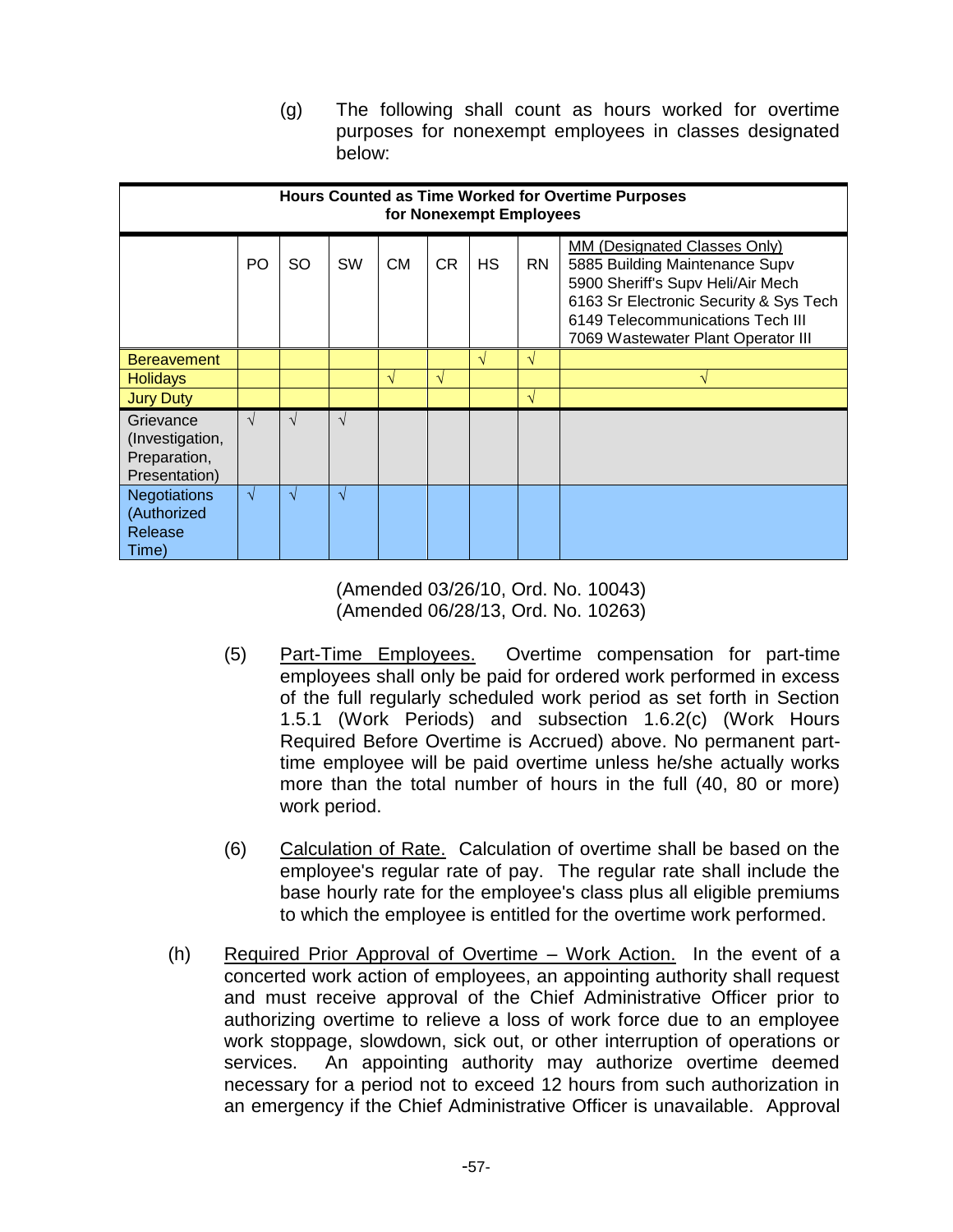(g) The following shall count as hours worked for overtime purposes for nonexempt employees in classes designated below:

| Hours Counted as Time Worked for Overtime Purposes for Nonexempt Employees | | | | | | | | |
|---|---|---|---|---|---|---|---|---|
| | PO | SO | SW | CM | CR | HS | RN | MM (Designated Classes Only) 5885 Building Maintenance Supv 5900 Sheriff's Supv Heli/Air Mech 6163 Sr Electronic Security & Sys Tech 6149 Telecommunications Tech III 7069 Wastewater Plant Operator III |
| Bereavement | | | | | | √ | √ | |
| Holidays | | | | √ | √ | | | √ |
| Jury Duty | | | | | | | √ | |
| Grievance (Investigation, Preparation, Presentation) | √ | √ | √ | | | | | |
| Negotiations (Authorized Release Time) | √ | √ | √ | | | | | |

(Amended 03/26/10, Ord. No. 10043)
(Amended 06/28/13, Ord. No. 10263)

(5) Part-Time Employees. Overtime compensation for part-time employees shall only be paid for ordered work performed in excess of the full regularly scheduled work period as set forth in Section 1.5.1 (Work Periods) and subsection 1.6.2(c) (Work Hours Required Before Overtime is Accrued) above. No permanent part-time employee will be paid overtime unless he/she actually works more than the total number of hours in the full (40, 80 or more) work period.

(6) Calculation of Rate. Calculation of overtime shall be based on the employee's regular rate of pay. The regular rate shall include the base hourly rate for the employee's class plus all eligible premiums to which the employee is entitled for the overtime work performed.

(h) Required Prior Approval of Overtime – Work Action. In the event of a concerted work action of employees, an appointing authority shall request and must receive approval of the Chief Administrative Officer prior to authorizing overtime to relieve a loss of work force due to an employee work stoppage, slowdown, sick out, or other interruption of operations or services. An appointing authority may authorize overtime deemed necessary for a period not to exceed 12 hours from such authorization in an emergency if the Chief Administrative Officer is unavailable. Approval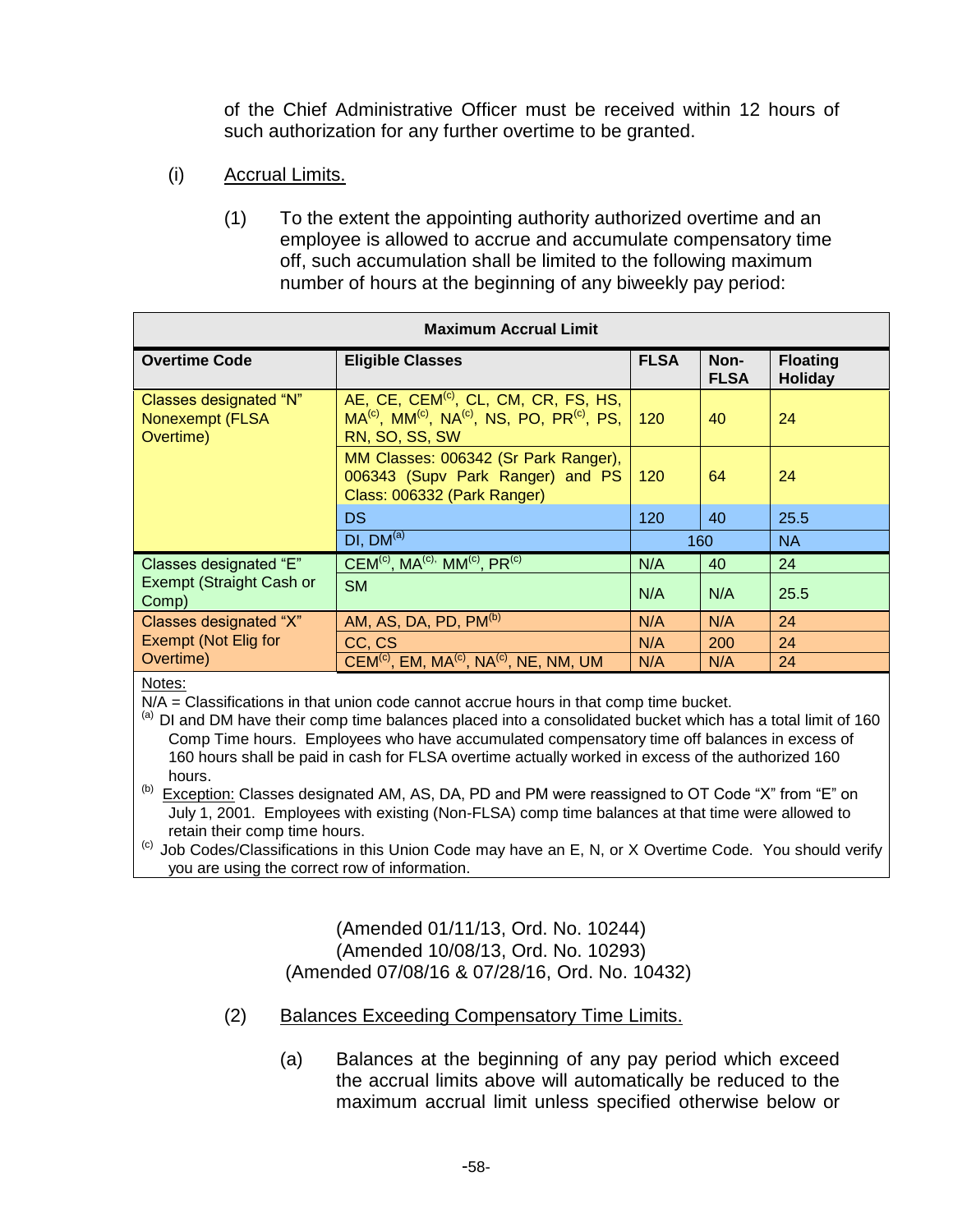of the Chief Administrative Officer must be received within 12 hours of such authorization for any further overtime to be granted.

(i) Accrual Limits.

(1) To the extent the appointing authority authorized overtime and an employee is allowed to accrue and accumulate compensatory time off, such accumulation shall be limited to the following maximum number of hours at the beginning of any biweekly pay period:

| Maximum Accrual Limit | | | | |
|---|---|---|---|---|
| **Overtime Code** | **Eligible Classes** | **FLSA** | **Non-FLSA** | **Floating Holiday** |
| Classes designated "N" Nonexempt (FLSA Overtime) | AE, CE, CEM[c], CL, CM, CR, FS, HS, MA[c], MM[c], NA[c], NS, PO, PR[c], PS, RN, SO, SS, SW | 120 | 40 | 24 |
| | MM Classes: 006342 (Sr Park Ranger), 006343 (Supv Park Ranger) and PS Class: 006332 (Park Ranger) | 120 | 64 | 24 |
| | DS | 120 | 40 | 25.5 |
| | DI, DM[a] | 160 | | NA |
| Classes designated "E" Exempt (Straight Cash or Comp) | CEM[c], MA[c], MM[c], PR[c] | N/A | 40 | 24 |
| | SM | N/A | N/A | 25.5 |
| Classes designated "X" Exempt (Not Elig for Overtime) | AM, AS, DA, PD, PM[b] | N/A | N/A | 24 |
| | CC, CS | N/A | 200 | 24 |
| | CEM[c], EM, MA[c], NA[c], NE, NM, UM | N/A | N/A | 24 |

Notes:

N/A = Classifications in that union code cannot accrue hours in that comp time bucket.

[a] DI and DM have their comp time balances placed into a consolidated bucket which has a total limit of 160 Comp Time hours. Employees who have accumulated compensatory time off balances in excess of 160 hours shall be paid in cash for FLSA overtime actually worked in excess of the authorized 160 hours.

[b] Exception: Classes designated AM, AS, DA, PD and PM were reassigned to OT Code "X" from "E" on July 1, 2001. Employees with existing (Non-FLSA) comp time balances at that time were allowed to retain their comp time hours.

[c] Job Codes/Classifications in this Union Code may have an E, N, or X Overtime Code. You should verify you are using the correct row of information.

(Amended 01/11/13, Ord. No. 10244)
(Amended 10/08/13, Ord. No. 10293)
(Amended 07/08/16 & 07/28/16, Ord. No. 10432)

(2) Balances Exceeding Compensatory Time Limits.

(a) Balances at the beginning of any pay period which exceed the accrual limits above will automatically be reduced to the maximum accrual limit unless specified otherwise below or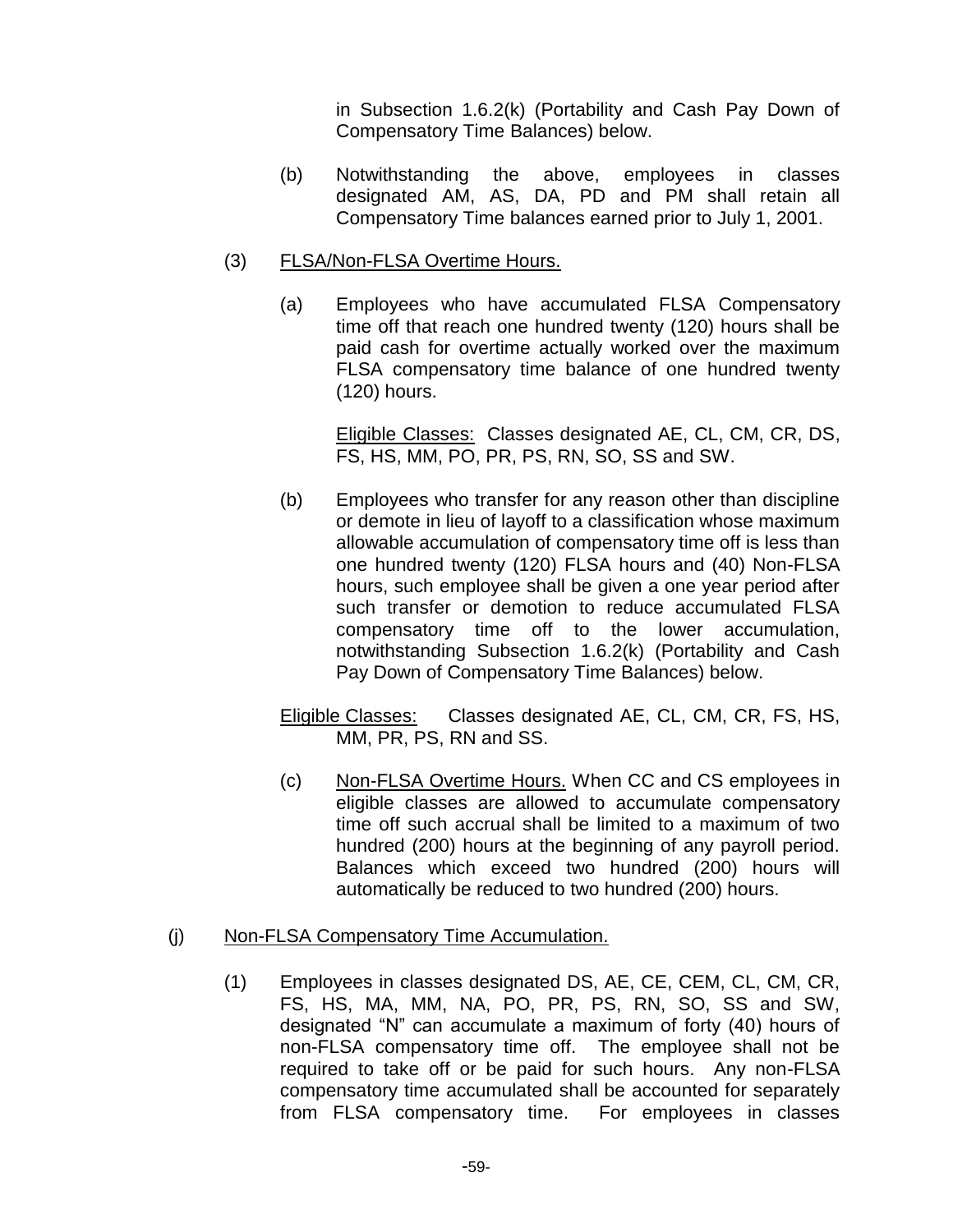in Subsection 1.6.2(k) (Portability and Cash Pay Down of Compensatory Time Balances) below.

(b) Notwithstanding the above, employees in classes designated AM, AS, DA, PD and PM shall retain all Compensatory Time balances earned prior to July 1, 2001.

(3) FLSA/Non-FLSA Overtime Hours.

(a) Employees who have accumulated FLSA Compensatory time off that reach one hundred twenty (120) hours shall be paid cash for overtime actually worked over the maximum FLSA compensatory time balance of one hundred twenty (120) hours.

Eligible Classes: Classes designated AE, CL, CM, CR, DS, FS, HS, MM, PO, PR, PS, RN, SO, SS and SW.

(b) Employees who transfer for any reason other than discipline or demote in lieu of layoff to a classification whose maximum allowable accumulation of compensatory time off is less than one hundred twenty (120) FLSA hours and (40) Non-FLSA hours, such employee shall be given a one year period after such transfer or demotion to reduce accumulated FLSA compensatory time off to the lower accumulation, notwithstanding Subsection 1.6.2(k) (Portability and Cash Pay Down of Compensatory Time Balances) below.

Eligible Classes: Classes designated AE, CL, CM, CR, FS, HS, MM, PR, PS, RN and SS.

(c) Non-FLSA Overtime Hours. When CC and CS employees in eligible classes are allowed to accumulate compensatory time off such accrual shall be limited to a maximum of two hundred (200) hours at the beginning of any payroll period. Balances which exceed two hundred (200) hours will automatically be reduced to two hundred (200) hours.

(j) Non-FLSA Compensatory Time Accumulation.

(1) Employees in classes designated DS, AE, CE, CEM, CL, CM, CR, FS, HS, MA, MM, NA, PO, PR, PS, RN, SO, SS and SW, designated "N" can accumulate a maximum of forty (40) hours of non-FLSA compensatory time off. The employee shall not be required to take off or be paid for such hours. Any non-FLSA compensatory time accumulated shall be accounted for separately from FLSA compensatory time. For employees in classes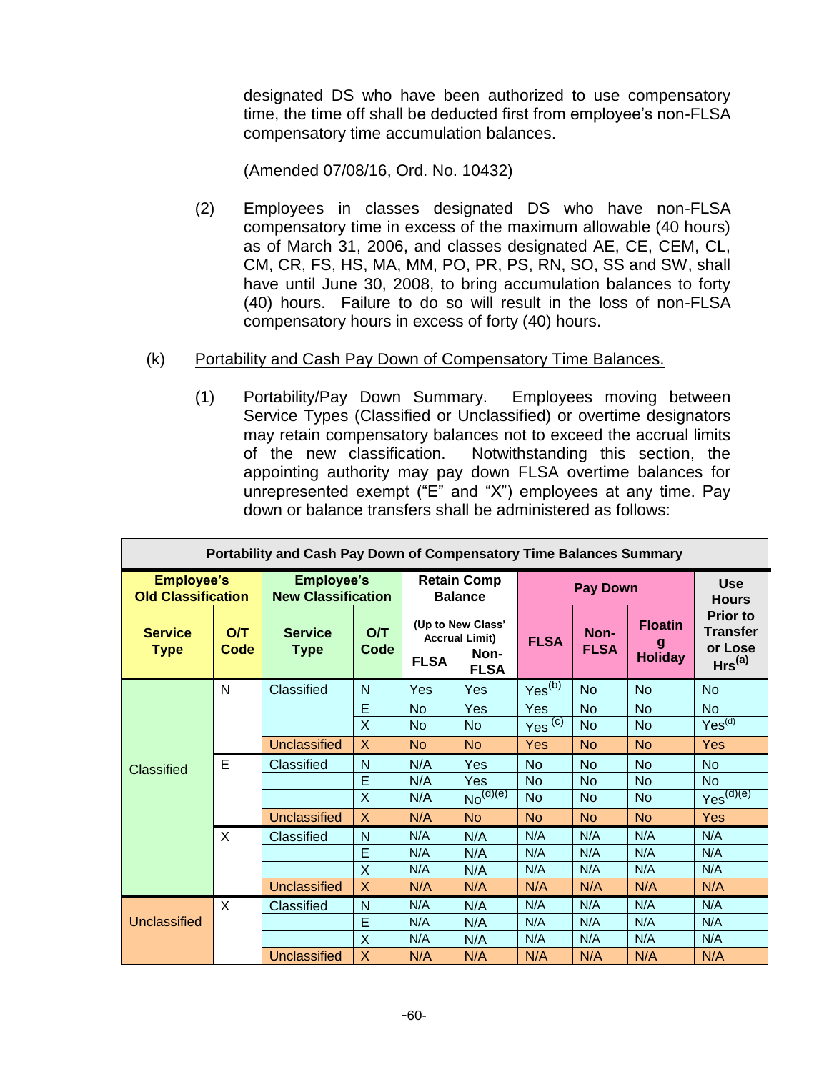designated DS who have been authorized to use compensatory time, the time off shall be deducted first from employee's non-FLSA compensatory time accumulation balances.

(Amended 07/08/16, Ord. No. 10432)

(2) Employees in classes designated DS who have non-FLSA compensatory time in excess of the maximum allowable (40 hours) as of March 31, 2006, and classes designated AE, CE, CEM, CL, CM, CR, FS, HS, MA, MM, PO, PR, PS, RN, SO, SS and SW, shall have until June 30, 2008, to bring accumulation balances to forty (40) hours. Failure to do so will result in the loss of non-FLSA compensatory hours in excess of forty (40) hours.

(k) Portability and Cash Pay Down of Compensatory Time Balances.

(1) Portability/Pay Down Summary. Employees moving between Service Types (Classified or Unclassified) or overtime designators may retain compensatory balances not to exceed the accrual limits of the new classification. Notwithstanding this section, the appointing authority may pay down FLSA overtime balances for unrepresented exempt ("E" and "X") employees at any time. Pay down or balance transfers shall be administered as follows:

**Portability and Cash Pay Down of Compensatory Time Balances Summary**

| Employee's Old Classification | | Employee's New Classification | | Retain Comp Balance (Up to New Class' Accrual Limit) | | Pay Down | | | Use Hours Prior to Transfer or Lose Hrs[(a)] |
|---|---|---|---|---|---|---|---|---|---|
| Service Type | O/T Code | Service Type | O/T Code | FLSA | Non-FLSA | FLSA | Non-FLSA | Floating Holiday | |
| Classified | N | Classified | N | Yes | Yes | Yes[(b)] | No | No | No |
| | | | E | No | Yes | Yes | No | No | No |
| | | | X | No | No | Yes [(c)] | No | No | Yes[(d)] |
| | | Unclassified | X | No | No | Yes | No | No | Yes |
| | E | Classified | N | N/A | Yes | No | No | No | No |
| | | | E | N/A | Yes | No | No | No | No |
| | | | X | N/A | No[(d)(e)] | No | No | No | Yes[(d)(e)] |
| | | Unclassified | X | N/A | No | No | No | No | Yes |
| | X | Classified | N | N/A | N/A | N/A | N/A | N/A | N/A |
| | | | E | N/A | N/A | N/A | N/A | N/A | N/A |
| | | | X | N/A | N/A | N/A | N/A | N/A | N/A |
| | | Unclassified | X | N/A | N/A | N/A | N/A | N/A | N/A |
| Unclassified | X | Classified | N | N/A | N/A | N/A | N/A | N/A | N/A |
| | | | E | N/A | N/A | N/A | N/A | N/A | N/A |
| | | | X | N/A | N/A | N/A | N/A | N/A | N/A |
| | | Unclassified | X | N/A | N/A | N/A | N/A | N/A | N/A |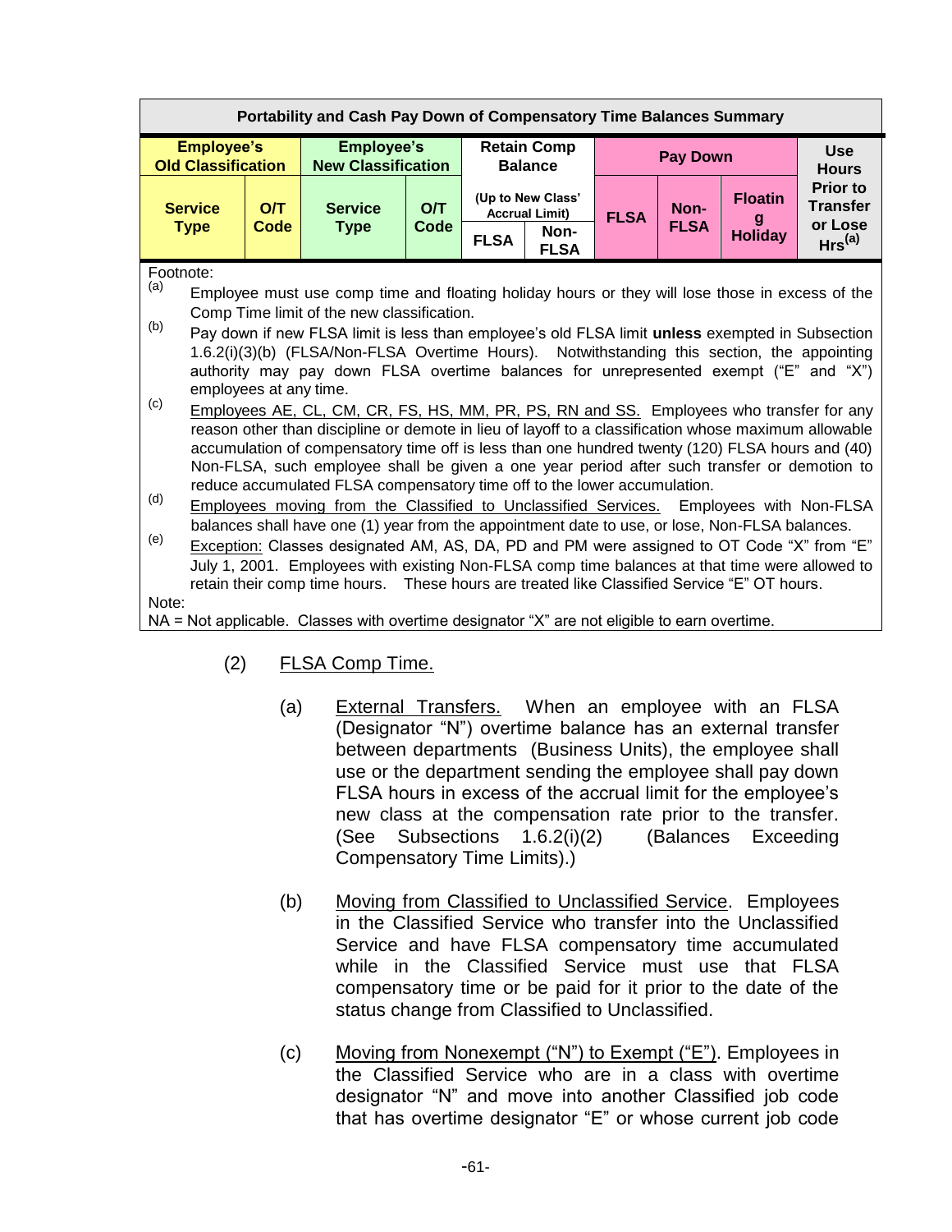| Portability and Cash Pay Down of Compensatory Time Balances Summary | | | | | | | | | |
|---|---|---|---|---|---|---|---|---|---|
| **Employee's Old Classification** | | **Employee's New Classification** | | **Retain Comp Balance** | | **Pay Down** | | | **Use Hours Prior to Transfer or Lose Hrs[(a)]** |
| **Service Type** | **O/T Code** | **Service Type** | **O/T Code** | **(Up to New Class' Accrual Limit)** | | **FLSA** | **Non-FLSA** | **Floating Holiday** | |
| | | | | **FLSA** | **Non-FLSA** | | | | |

Footnote:

(a) Employee must use comp time and floating holiday hours or they will lose those in excess of the Comp Time limit of the new classification.

(b) Pay down if new FLSA limit is less than employee's old FLSA limit **unless** exempted in Subsection 1.6.2(i)(3)(b) (FLSA/Non-FLSA Overtime Hours). Notwithstanding this section, the appointing authority may pay down FLSA overtime balances for unrepresented exempt ("E" and "X") employees at any time.

(c) Employees AE, CL, CM, CR, FS, HS, MM, PR, PS, RN and SS. Employees who transfer for any reason other than discipline or demote in lieu of layoff to a classification whose maximum allowable accumulation of compensatory time off is less than one hundred twenty (120) FLSA hours and (40) Non-FLSA, such employee shall be given a one year period after such transfer or demotion to reduce accumulated FLSA compensatory time off to the lower accumulation.

(d) Employees moving from the Classified to Unclassified Services. Employees with Non-FLSA balances shall have one (1) year from the appointment date to use, or lose, Non-FLSA balances.

(e) Exception: Classes designated AM, AS, DA, PD and PM were assigned to OT Code "X" from "E" July 1, 2001. Employees with existing Non-FLSA comp time balances at that time were allowed to retain their comp time hours. These hours are treated like Classified Service "E" OT hours.

Note:

NA = Not applicable. Classes with overtime designator "X" are not eligible to earn overtime.

(2) FLSA Comp Time.

(a) External Transfers. When an employee with an FLSA (Designator "N") overtime balance has an external transfer between departments (Business Units), the employee shall use or the department sending the employee shall pay down FLSA hours in excess of the accrual limit for the employee's new class at the compensation rate prior to the transfer. (See Subsections 1.6.2(i)(2) (Balances Exceeding Compensatory Time Limits).)

(b) Moving from Classified to Unclassified Service. Employees in the Classified Service who transfer into the Unclassified Service and have FLSA compensatory time accumulated while in the Classified Service must use that FLSA compensatory time or be paid for it prior to the date of the status change from Classified to Unclassified.

(c) Moving from Nonexempt ("N") to Exempt ("E"). Employees in the Classified Service who are in a class with overtime designator "N" and move into another Classified job code that has overtime designator "E" or whose current job code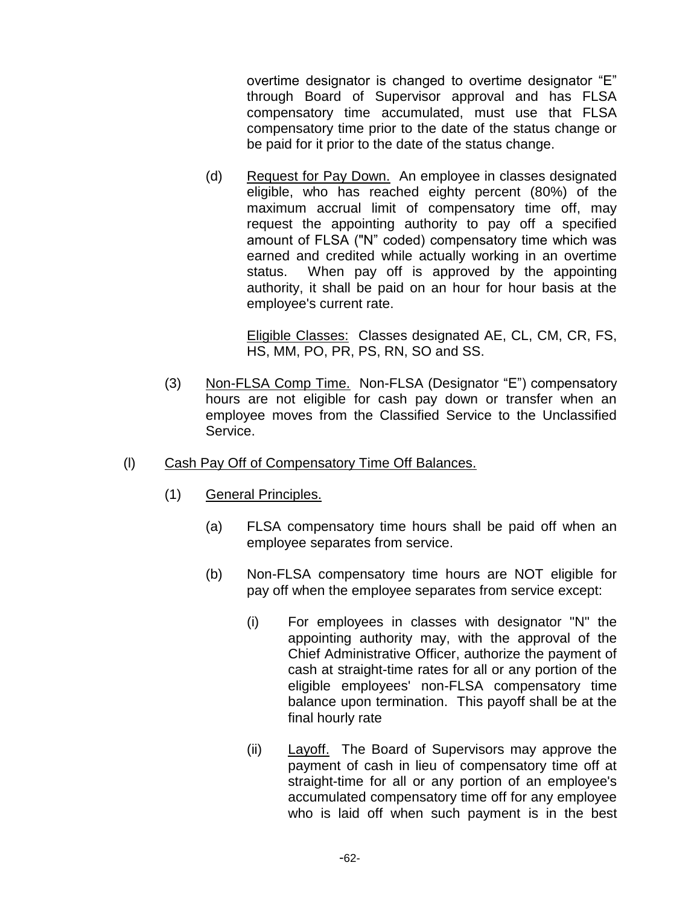overtime designator is changed to overtime designator "E" through Board of Supervisor approval and has FLSA compensatory time accumulated, must use that FLSA compensatory time prior to the date of the status change or be paid for it prior to the date of the status change.

(d) Request for Pay Down. An employee in classes designated eligible, who has reached eighty percent (80%) of the maximum accrual limit of compensatory time off, may request the appointing authority to pay off a specified amount of FLSA ("N" coded) compensatory time which was earned and credited while actually working in an overtime status. When pay off is approved by the appointing authority, it shall be paid on an hour for hour basis at the employee's current rate.

Eligible Classes: Classes designated AE, CL, CM, CR, FS, HS, MM, PO, PR, PS, RN, SO and SS.

(3) Non-FLSA Comp Time. Non-FLSA (Designator "E") compensatory hours are not eligible for cash pay down or transfer when an employee moves from the Classified Service to the Unclassified Service.

(l) Cash Pay Off of Compensatory Time Off Balances.

(1) General Principles.

(a) FLSA compensatory time hours shall be paid off when an employee separates from service.

(b) Non-FLSA compensatory time hours are NOT eligible for pay off when the employee separates from service except:

(i) For employees in classes with designator "N" the appointing authority may, with the approval of the Chief Administrative Officer, authorize the payment of cash at straight-time rates for all or any portion of the eligible employees' non-FLSA compensatory time balance upon termination. This payoff shall be at the final hourly rate

(ii) Layoff. The Board of Supervisors may approve the payment of cash in lieu of compensatory time off at straight-time for all or any portion of an employee's accumulated compensatory time off for any employee who is laid off when such payment is in the best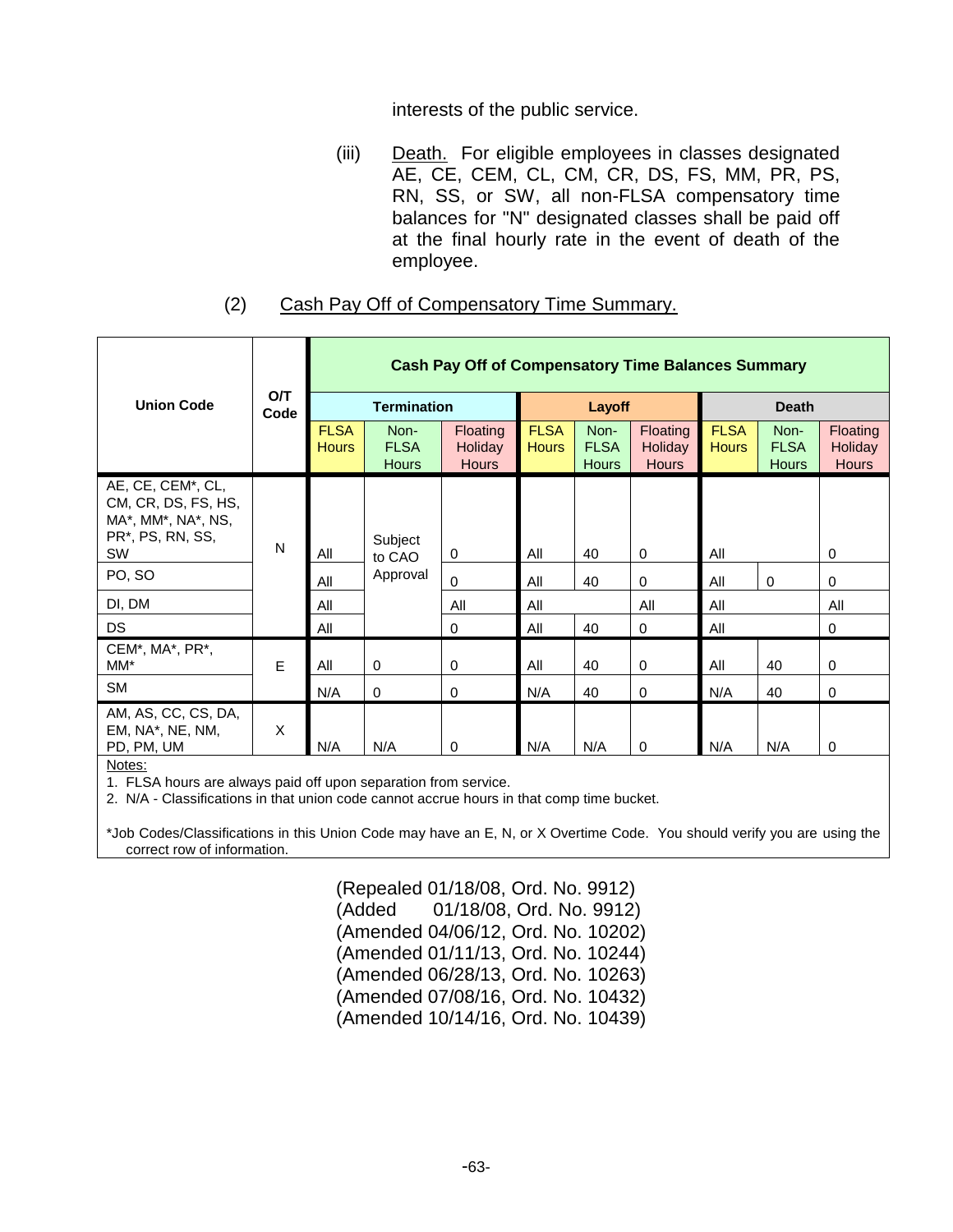interests of the public service.

(iii) Death. For eligible employees in classes designated AE, CE, CEM, CL, CM, CR, DS, FS, MM, PR, PS, RN, SS, or SW, all non-FLSA compensatory time balances for "N" designated classes shall be paid off at the final hourly rate in the event of death of the employee.

(2) Cash Pay Off of Compensatory Time Summary.

| Union Code | O/T Code | Cash Pay Off of Compensatory Time Balances Summary | | | | | | | | |
|---|---|---|---|---|---|---|---|---|---|---|
| | | Termination | | | Layoff | | | Death | | |
| | | FLSA Hours | Non-FLSA Hours | Floating Holiday Hours | FLSA Hours | Non-FLSA Hours | Floating Holiday Hours | FLSA Hours | Non-FLSA Hours | Floating Holiday Hours |
| AE, CE, CEM*, CL, CM, CR, DS, FS, HS, MA*, MM*, NA*, NS, PR*, PS, RN, SS, SW | N | All | Subject to CAO Approval | 0 | All | 40 | 0 | All | | 0 |
| PO, SO | | All | | 0 | All | 40 | 0 | All | 0 | 0 |
| DI, DM | | All | | All | All | | All | All | | All |
| DS | | All | | 0 | All | 40 | 0 | All | | 0 |
| CEM*, MA*, PR*, MM* | E | All | 0 | 0 | All | 40 | 0 | All | 40 | 0 |
| SM | | N/A | 0 | 0 | N/A | 40 | 0 | N/A | 40 | 0 |
| AM, AS, CC, CS, DA, EM, NA*, NE, NM, PD, PM, UM | X | N/A | N/A | 0 | N/A | N/A | 0 | N/A | N/A | 0 |

Notes:

1. FLSA hours are always paid off upon separation from service.
2. N/A - Classifications in that union code cannot accrue hours in that comp time bucket.

*Job Codes/Classifications in this Union Code may have an E, N, or X Overtime Code. You should verify you are using the correct row of information.

(Repealed 01/18/08, Ord. No. 9912)
(Added 01/18/08, Ord. No. 9912)
(Amended 04/06/12, Ord. No. 10202)
(Amended 01/11/13, Ord. No. 10244)
(Amended 06/28/13, Ord. No. 10263)
(Amended 07/08/16, Ord. No. 10432)
(Amended 10/14/16, Ord. No. 10439)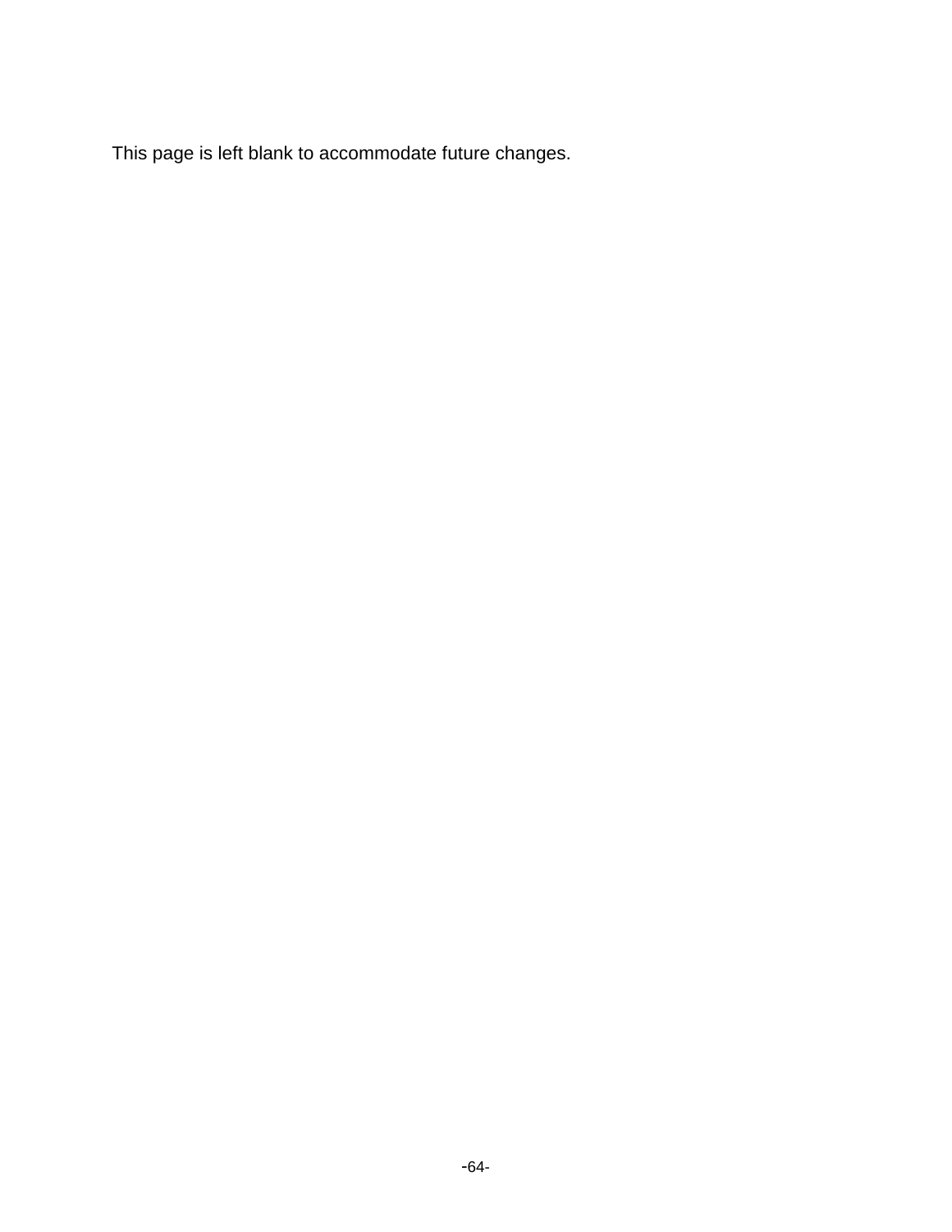This page is left blank to accommodate future changes.